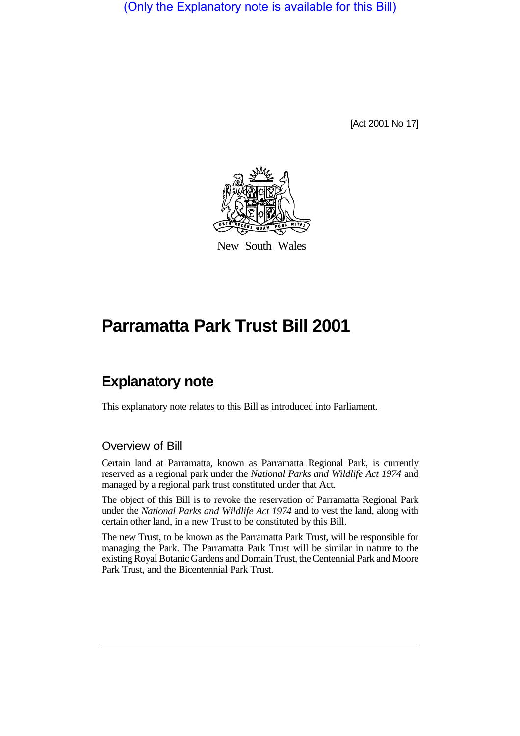(Only the Explanatory note is available for this Bill)

[Act 2001 No 17]

New South Wales

# Parramatta Park Trust Bill 2001

## Explanatory note

This explanatory note relates to this Bill as introduced into Parliament.

### Overview of Bill

Certain land at Parramatta, known as Parramatta Regional Park, is currently reserved as a regional park under the *National Parks and Wildlife Act 1974* and managed by a regional park trust constituted under that Act.

The object of this Bill is to revoke the reservation of Parramatta Regional Park under the *National Parks and Wildlife Act 1974* and to vest the land, along with certain other land, in a new Trust to be constituted by this Bill.

The new Trust, to be known as the Parramatta Park Trust, will be responsible for managing the Park. The Parramatta Park Trust will be similar in nature to the existing Royal Botanic Gardens and Domain Trust, the Centennial Park and Moore Park Trust, and the Bicentennial Park Trust.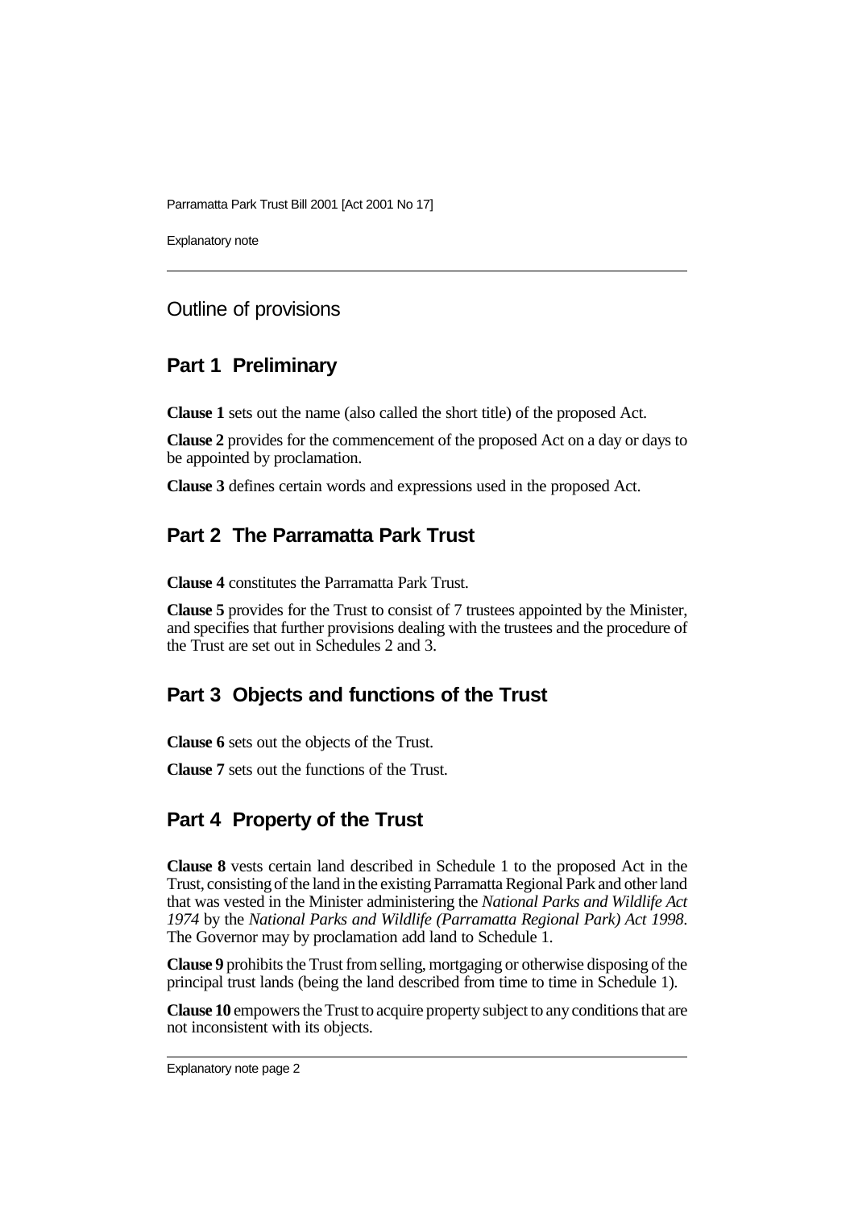## Outline of provisions

### Part 1 Preliminary

**Clause 1** sets out the name (also called the short title) of the proposed Act.

**Clause 2** provides for the commencement of the proposed Act on a day or days to be appointed by proclamation.

**Clause 3** defines certain words and expressions used in the proposed Act.

### Part 2 The Parramatta Park Trust

**Clause 4** constitutes the Parramatta Park Trust.

**Clause 5** provides for the Trust to consist of 7 trustees appointed by the Minister, and specifies that further provisions dealing with the trustees and the procedure of the Trust are set out in Schedules 2 and 3.

### Part 3 Objects and functions of the Trust

**Clause 6** sets out the objects of the Trust.

**Clause 7** sets out the functions of the Trust.

### Part 4 Property of the Trust

**Clause 8** vests certain land described in Schedule 1 to the proposed Act in the Trust, consisting of the land in the existing Parramatta Regional Park and other land that was vested in the Minister administering the *National Parks and Wildlife Act 1974* by the *National Parks and Wildlife (Parramatta Regional Park) Act 1998*. The Governor may by proclamation add land to Schedule 1.

**Clause 9** prohibits the Trust from selling, mortgaging or otherwise disposing of the principal trust lands (being the land described from time to time in Schedule 1).

**Clause 10** empowers the Trust to acquire property subject to any conditions that are not inconsistent with its objects.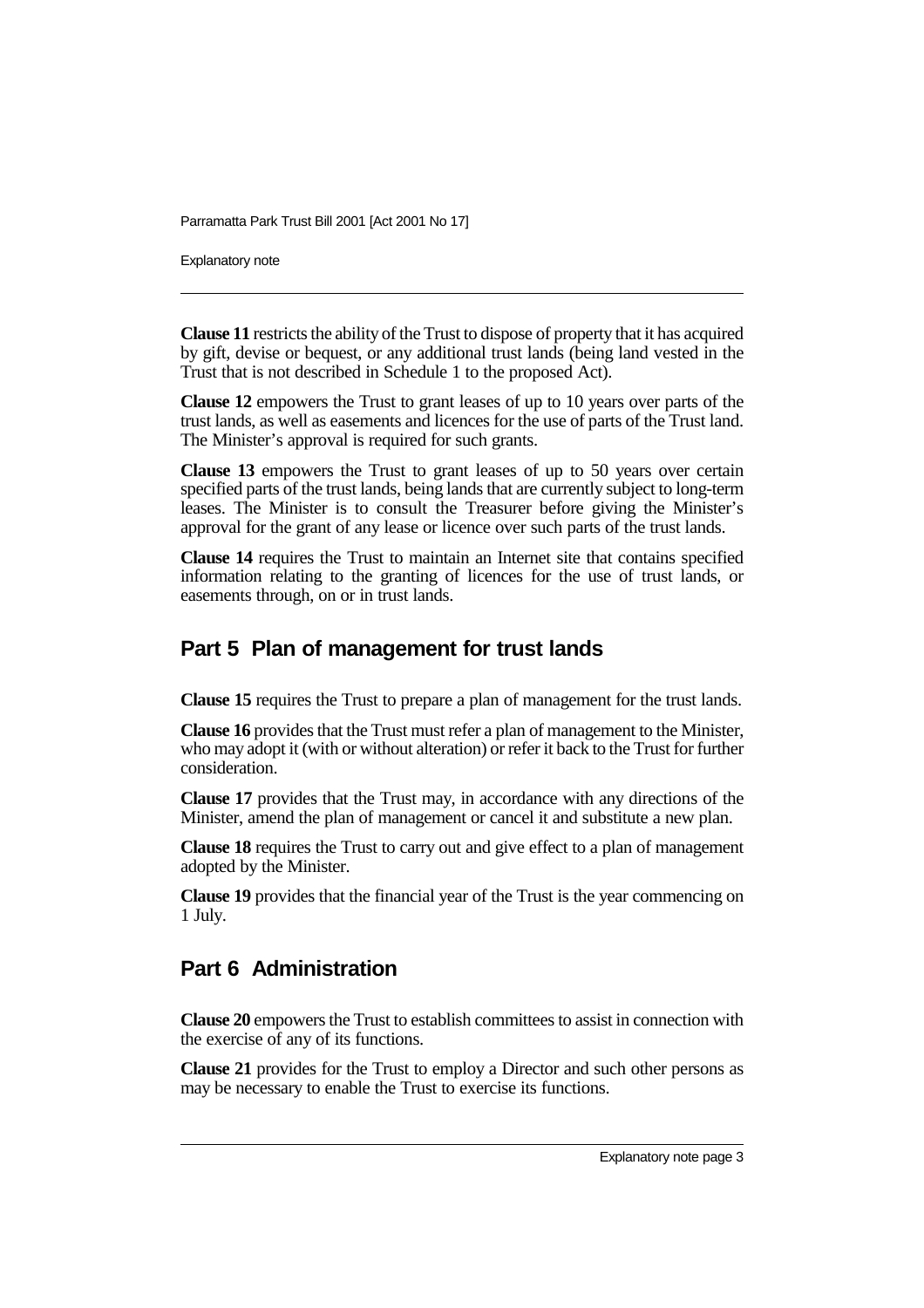**Clause 11** restricts the ability of the Trust to dispose of property that it has acquired by gift, devise or bequest, or any additional trust lands (being land vested in the Trust that is not described in Schedule 1 to the proposed Act).

**Clause 12** empowers the Trust to grant leases of up to 10 years over parts of the trust lands, as well as easements and licences for the use of parts of the Trust land. The Minister's approval is required for such grants.

**Clause 13** empowers the Trust to grant leases of up to 50 years over certain specified parts of the trust lands, being lands that are currently subject to long-term leases. The Minister is to consult the Treasurer before giving the Minister's approval for the grant of any lease or licence over such parts of the trust lands.

**Clause 14** requires the Trust to maintain an Internet site that contains specified information relating to the granting of licences for the use of trust lands, or easements through, on or in trust lands.

## Part 5 Plan of management for trust lands

**Clause 15** requires the Trust to prepare a plan of management for the trust lands.

**Clause 16** provides that the Trust must refer a plan of management to the Minister, who may adopt it (with or without alteration) or refer it back to the Trust for further consideration.

**Clause 17** provides that the Trust may, in accordance with any directions of the Minister, amend the plan of management or cancel it and substitute a new plan.

**Clause 18** requires the Trust to carry out and give effect to a plan of management adopted by the Minister.

**Clause 19** provides that the financial year of the Trust is the year commencing on 1 July.

## Part 6 Administration

**Clause 20** empowers the Trust to establish committees to assist in connection with the exercise of any of its functions.

**Clause 21** provides for the Trust to employ a Director and such other persons as may be necessary to enable the Trust to exercise its functions.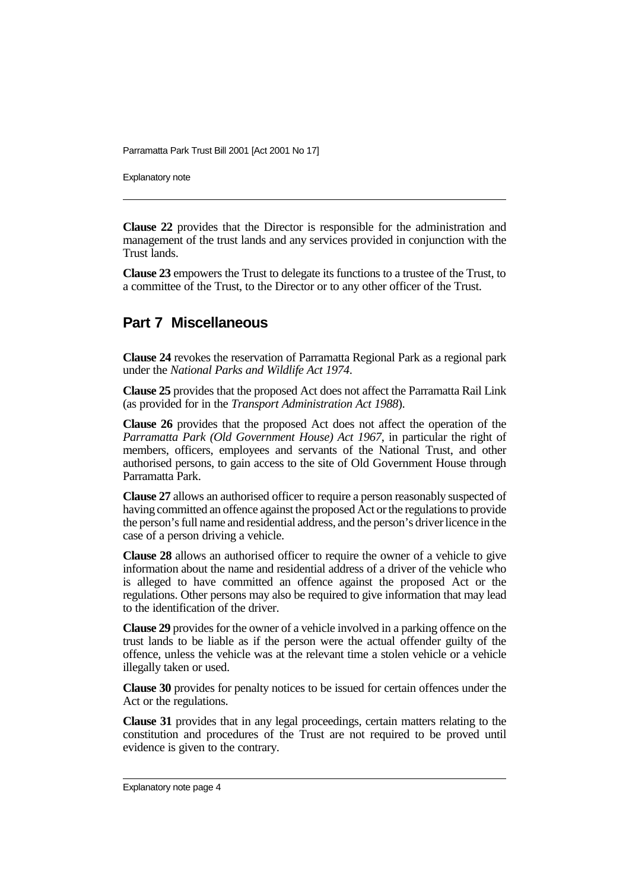**Clause 22** provides that the Director is responsible for the administration and management of the trust lands and any services provided in conjunction with the Trust lands.

**Clause 23** empowers the Trust to delegate its functions to a trustee of the Trust, to a committee of the Trust, to the Director or to any other officer of the Trust.

## Part 7 Miscellaneous

**Clause 24** revokes the reservation of Parramatta Regional Park as a regional park under the *National Parks and Wildlife Act 1974*.

**Clause 25** provides that the proposed Act does not affect the Parramatta Rail Link (as provided for in the *Transport Administration Act 1988*).

**Clause 26** provides that the proposed Act does not affect the operation of the *Parramatta Park (Old Government House) Act 1967*, in particular the right of members, officers, employees and servants of the National Trust, and other authorised persons, to gain access to the site of Old Government House through Parramatta Park.

**Clause 27** allows an authorised officer to require a person reasonably suspected of having committed an offence against the proposed Act or the regulations to provide the person's full name and residential address, and the person's driver licence in the case of a person driving a vehicle.

**Clause 28** allows an authorised officer to require the owner of a vehicle to give information about the name and residential address of a driver of the vehicle who is alleged to have committed an offence against the proposed Act or the regulations. Other persons may also be required to give information that may lead to the identification of the driver.

**Clause 29** provides for the owner of a vehicle involved in a parking offence on the trust lands to be liable as if the person were the actual offender guilty of the offence, unless the vehicle was at the relevant time a stolen vehicle or a vehicle illegally taken or used.

**Clause 30** provides for penalty notices to be issued for certain offences under the Act or the regulations.

**Clause 31** provides that in any legal proceedings, certain matters relating to the constitution and procedures of the Trust are not required to be proved until evidence is given to the contrary.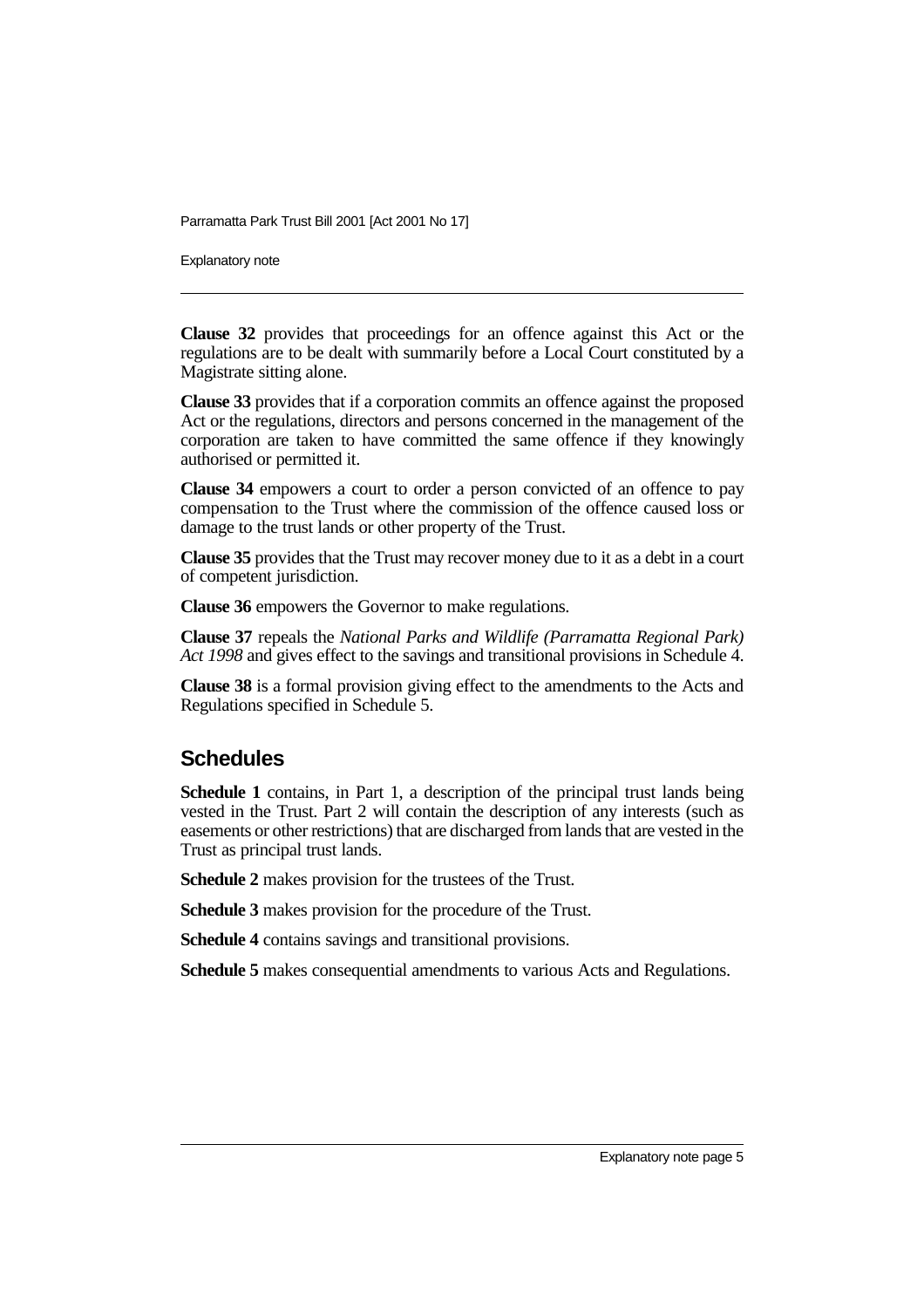**Clause 32** provides that proceedings for an offence against this Act or the regulations are to be dealt with summarily before a Local Court constituted by a Magistrate sitting alone.

**Clause 33** provides that if a corporation commits an offence against the proposed Act or the regulations, directors and persons concerned in the management of the corporation are taken to have committed the same offence if they knowingly authorised or permitted it.

**Clause 34** empowers a court to order a person convicted of an offence to pay compensation to the Trust where the commission of the offence caused loss or damage to the trust lands or other property of the Trust.

**Clause 35** provides that the Trust may recover money due to it as a debt in a court of competent jurisdiction.

**Clause 36** empowers the Governor to make regulations.

**Clause 37** repeals the *National Parks and Wildlife (Parramatta Regional Park) Act 1998* and gives effect to the savings and transitional provisions in Schedule 4.

**Clause 38** is a formal provision giving effect to the amendments to the Acts and Regulations specified in Schedule 5.

## Schedules

**Schedule 1** contains, in Part 1, a description of the principal trust lands being vested in the Trust. Part 2 will contain the description of any interests (such as easements or other restrictions) that are discharged from lands that are vested in the Trust as principal trust lands.

**Schedule 2** makes provision for the trustees of the Trust.

**Schedule 3** makes provision for the procedure of the Trust.

**Schedule 4** contains savings and transitional provisions.

**Schedule 5** makes consequential amendments to various Acts and Regulations.